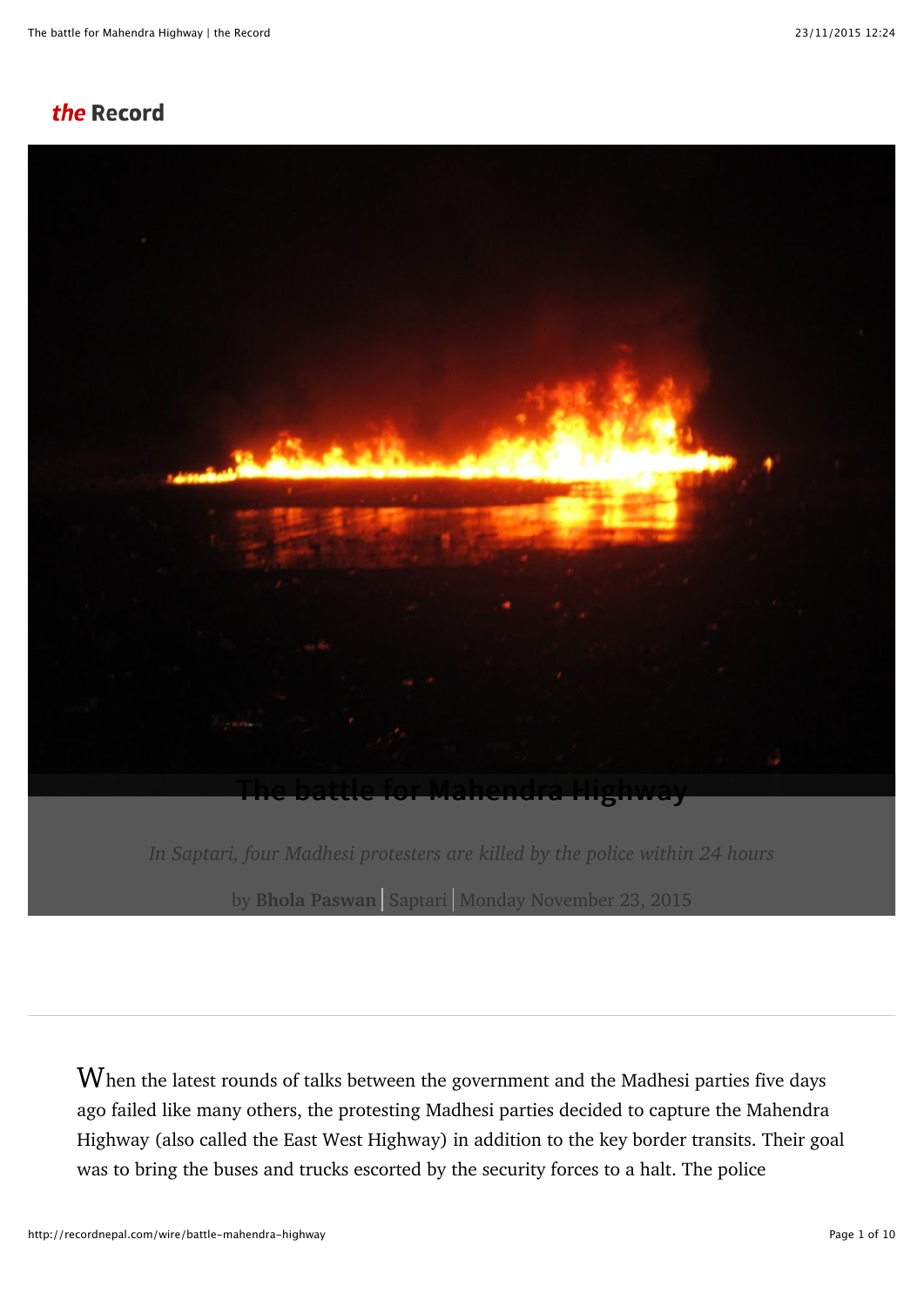*the* **Record**

# The battle for Mahendra Highway

*In Saptari, four Madhesi protesters are killed by the police within 24 hours*

by **Bhola Paswan** | Saptari | Monday November 23, 2015

---

When the latest rounds of talks between the government and the Madhesi parties five days ago failed like many others, the protesting Madhesi parties decided to capture the Mahendra Highway (also called the East West Highway) in addition to the key border transits. Their goal was to bring the buses and trucks escorted by the security forces to a halt. The police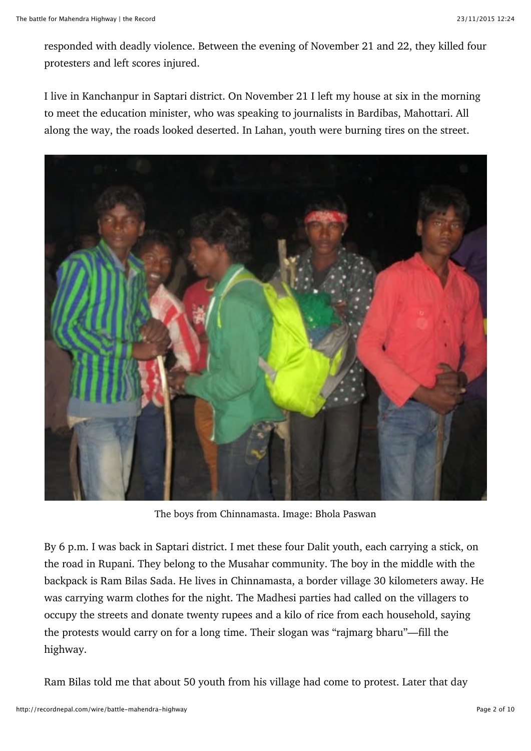responded with deadly violence. Between the evening of November 21 and 22, they killed four protesters and left scores injured.

I live in Kanchanpur in Saptari district. On November 21 I left my house at six in the morning to meet the education minister, who was speaking to journalists in Bardibas, Mahottari. All along the way, the roads looked deserted. In Lahan, youth were burning tires on the street.

The boys from Chinnamasta. Image: Bhola Paswan

By 6 p.m. I was back in Saptari district. I met these four Dalit youth, each carrying a stick, on the road in Rupani. They belong to the Musahar community. The boy in the middle with the backpack is Ram Bilas Sada. He lives in Chinnamasta, a border village 30 kilometers away. He was carrying warm clothes for the night. The Madhesi parties had called on the villagers to occupy the streets and donate twenty rupees and a kilo of rice from each household, saying the protests would carry on for a long time. Their slogan was "rajmarg bharu"—fill the highway.

Ram Bilas told me that about 50 youth from his village had come to protest. Later that day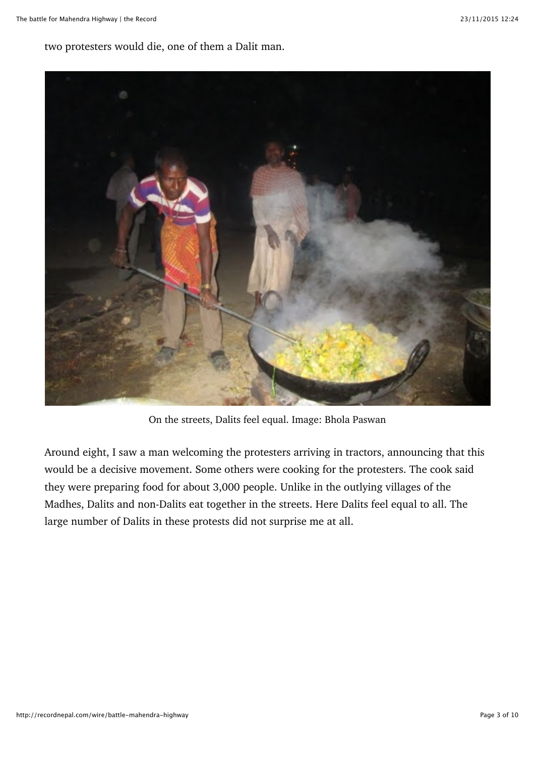two protesters would die, one of them a Dalit man.

On the streets, Dalits feel equal. Image: Bhola Paswan

Around eight, I saw a man welcoming the protesters arriving in tractors, announcing that this would be a decisive movement. Some others were cooking for the protesters. The cook said they were preparing food for about 3,000 people. Unlike in the outlying villages of the Madhes, Dalits and non-Dalits eat together in the streets. Here Dalits feel equal to all. The large number of Dalits in these protests did not surprise me at all.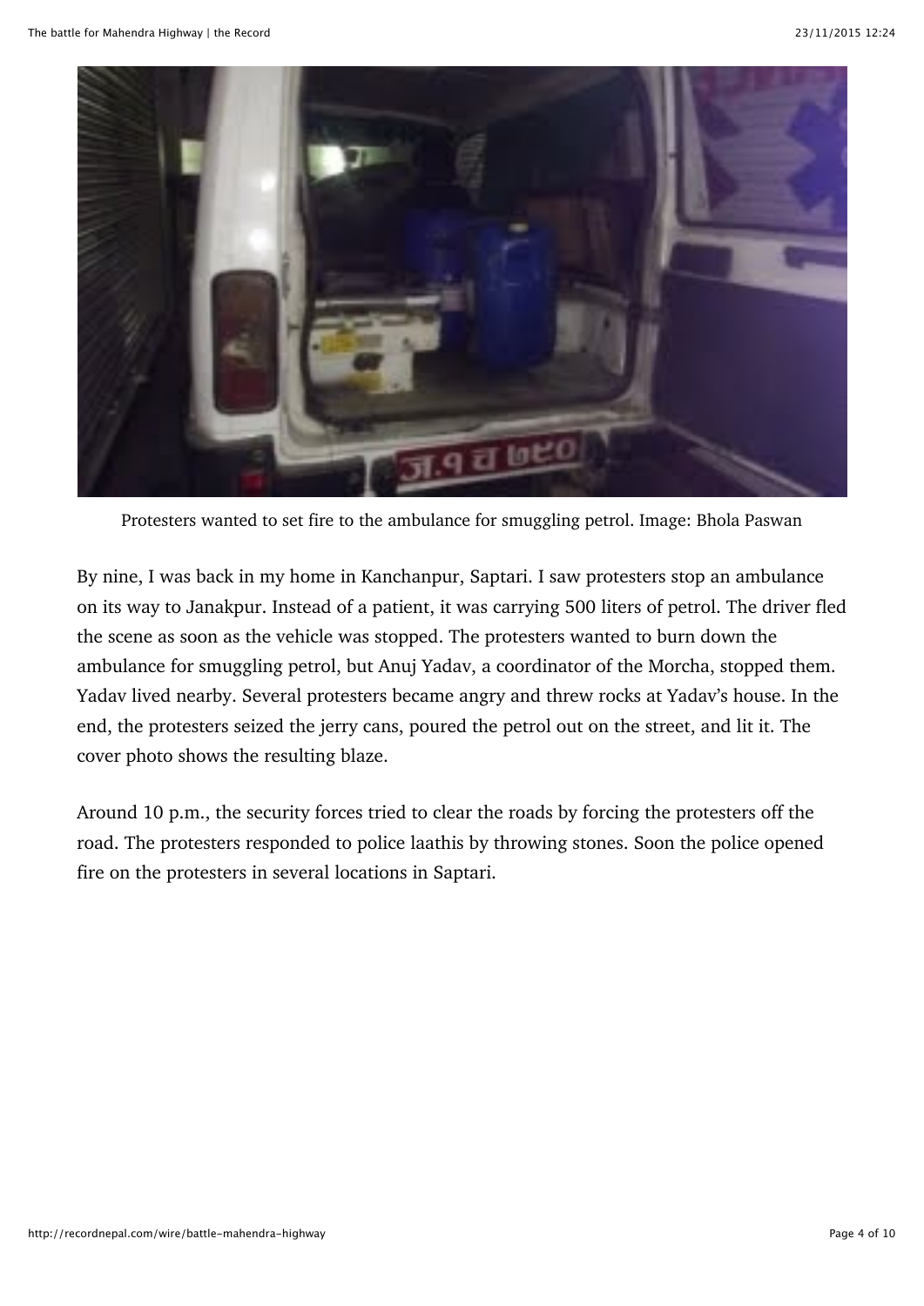Protesters wanted to set fire to the ambulance for smuggling petrol. Image: Bhola Paswan

By nine, I was back in my home in Kanchanpur, Saptari. I saw protesters stop an ambulance on its way to Janakpur. Instead of a patient, it was carrying 500 liters of petrol. The driver fled the scene as soon as the vehicle was stopped. The protesters wanted to burn down the ambulance for smuggling petrol, but Anuj Yadav, a coordinator of the Morcha, stopped them. Yadav lived nearby. Several protesters became angry and threw rocks at Yadav's house. In the end, the protesters seized the jerry cans, poured the petrol out on the street, and lit it. The cover photo shows the resulting blaze.

Around 10 p.m., the security forces tried to clear the roads by forcing the protesters off the road. The protesters responded to police laathis by throwing stones. Soon the police opened fire on the protesters in several locations in Saptari.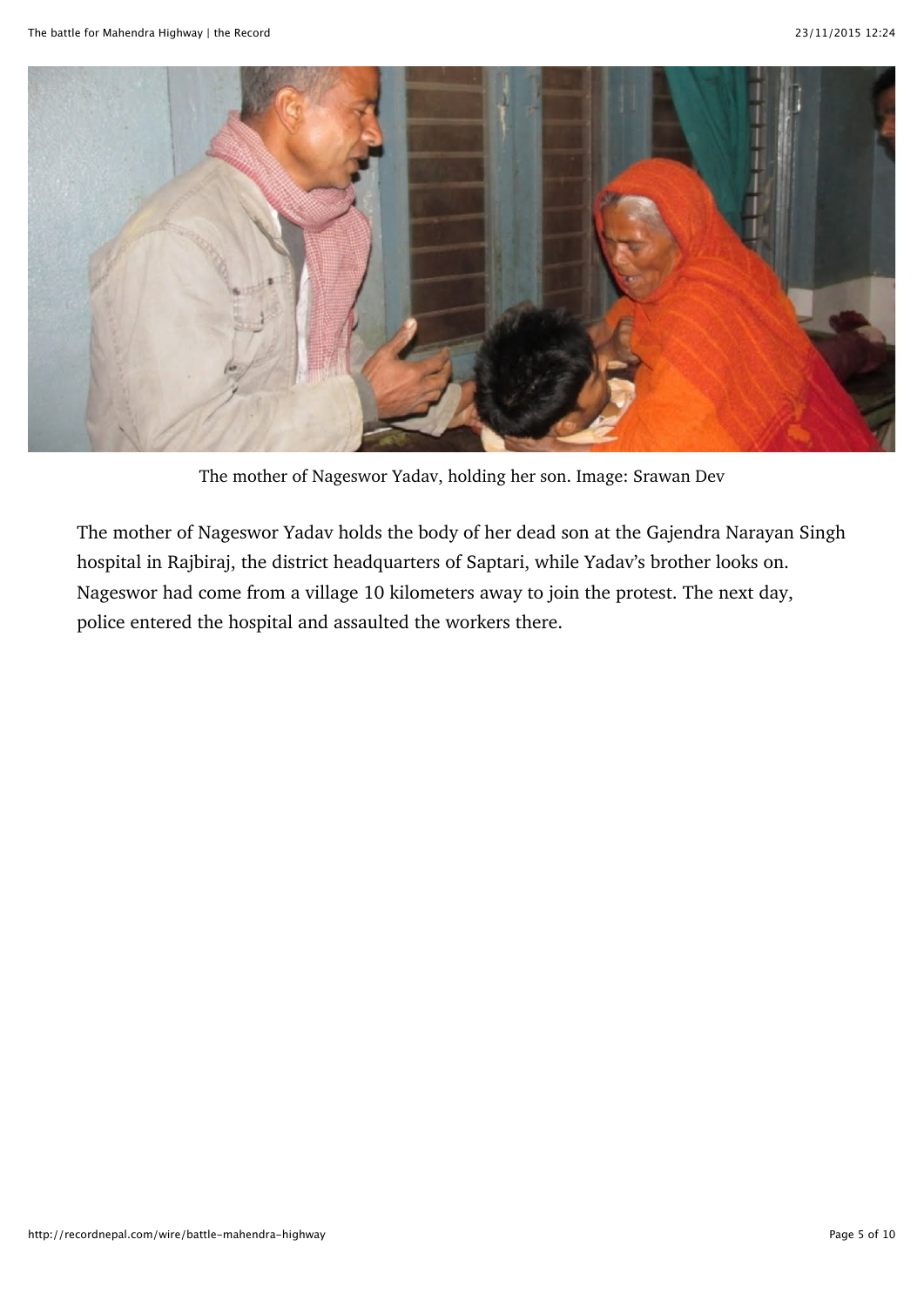The mother of Nageswor Yadav, holding her son. Image: Srawan Dev

The mother of Nageswor Yadav holds the body of her dead son at the Gajendra Narayan Singh hospital in Rajbiraj, the district headquarters of Saptari, while Yadav's brother looks on. Nageswor had come from a village 10 kilometers away to join the protest. The next day, police entered the hospital and assaulted the workers there.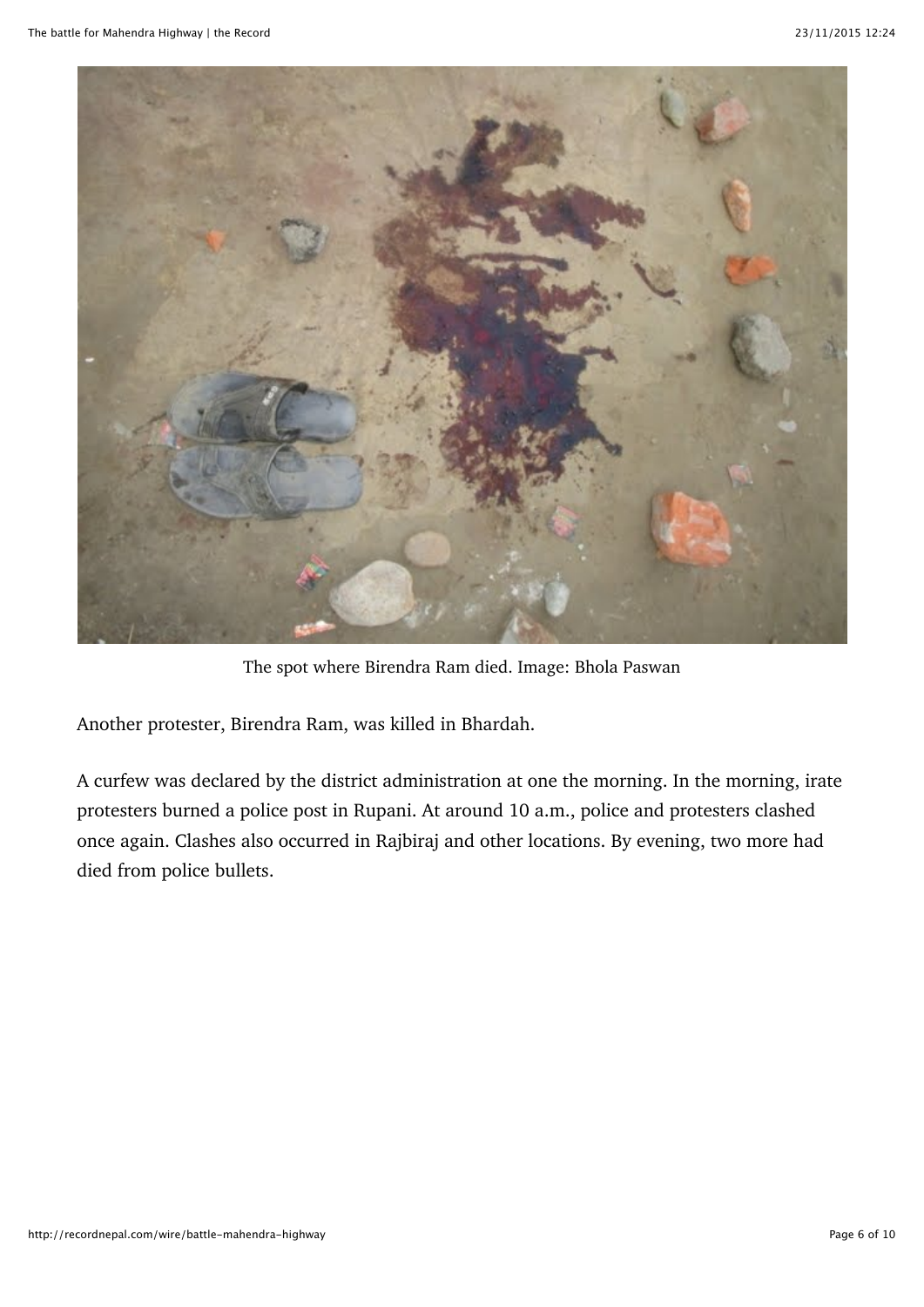The spot where Birendra Ram died. Image: Bhola Paswan

Another protester, Birendra Ram, was killed in Bhardah.

A curfew was declared by the district administration at one the morning. In the morning, irate protesters burned a police post in Rupani. At around 10 a.m., police and protesters clashed once again. Clashes also occurred in Rajbiraj and other locations. By evening, two more had died from police bullets.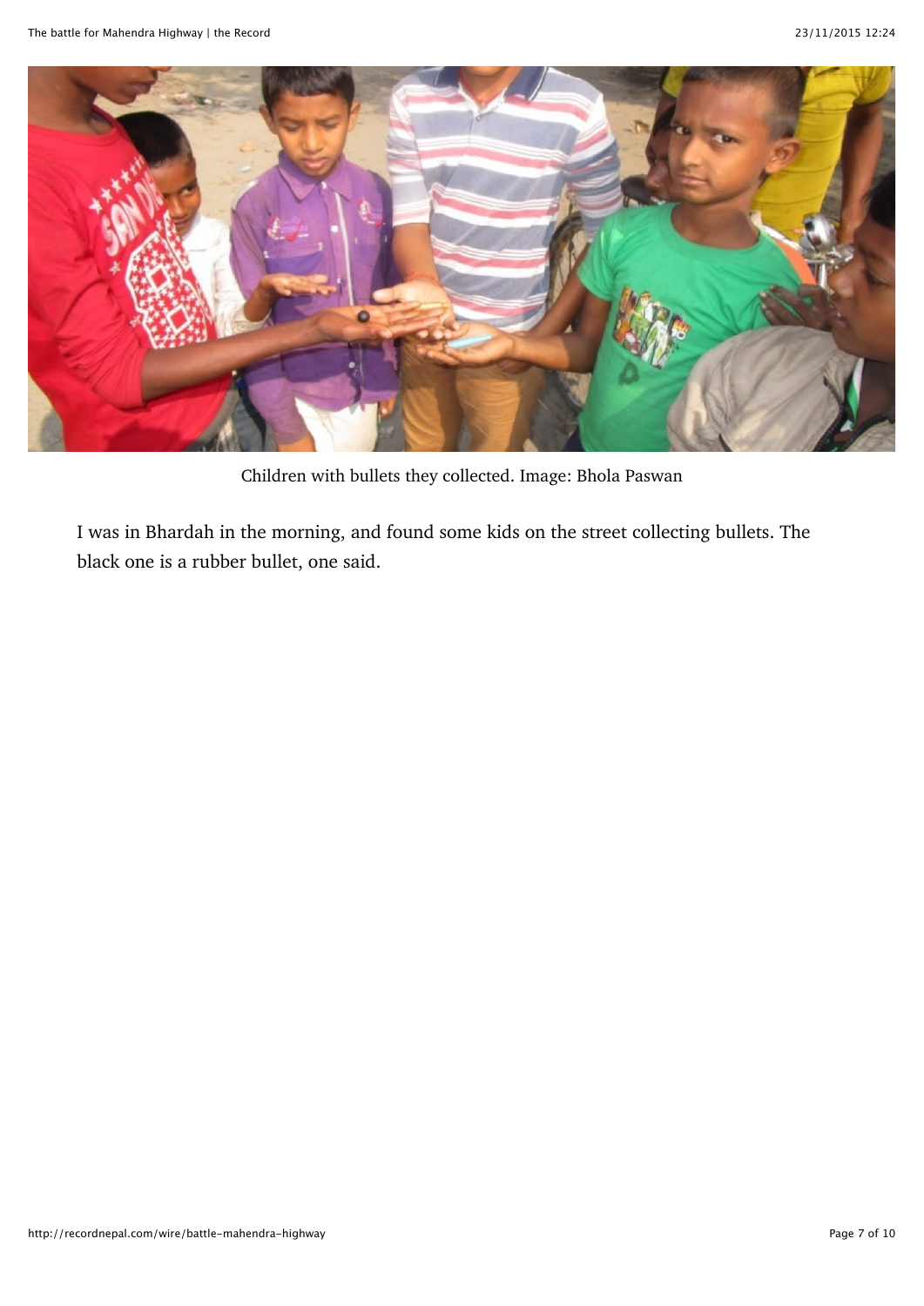Children with bullets they collected. Image: Bhola Paswan

I was in Bhardah in the morning, and found some kids on the street collecting bullets. The black one is a rubber bullet, one said.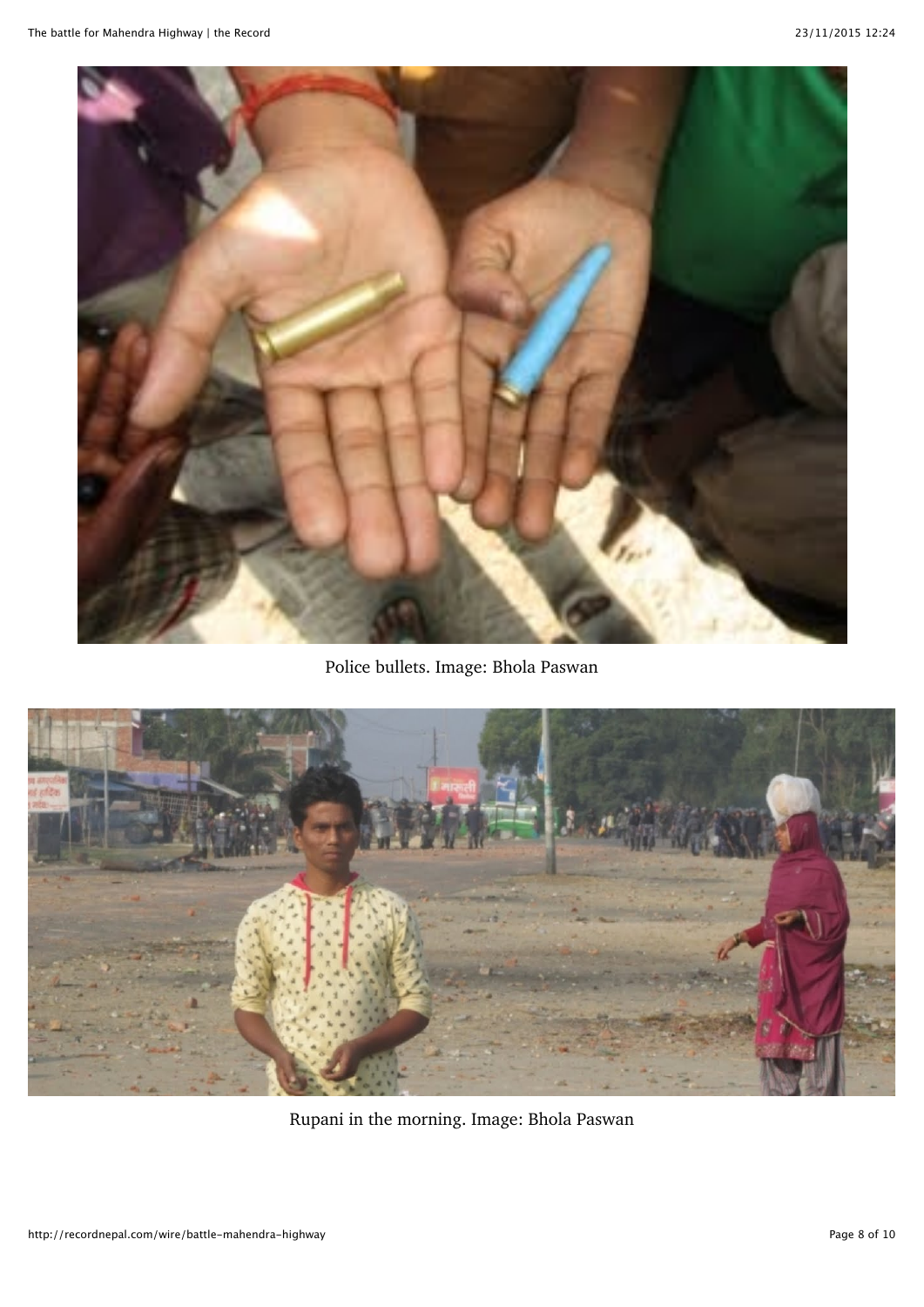Police bullets. Image: Bhola Paswan

Rupani in the morning. Image: Bhola Paswan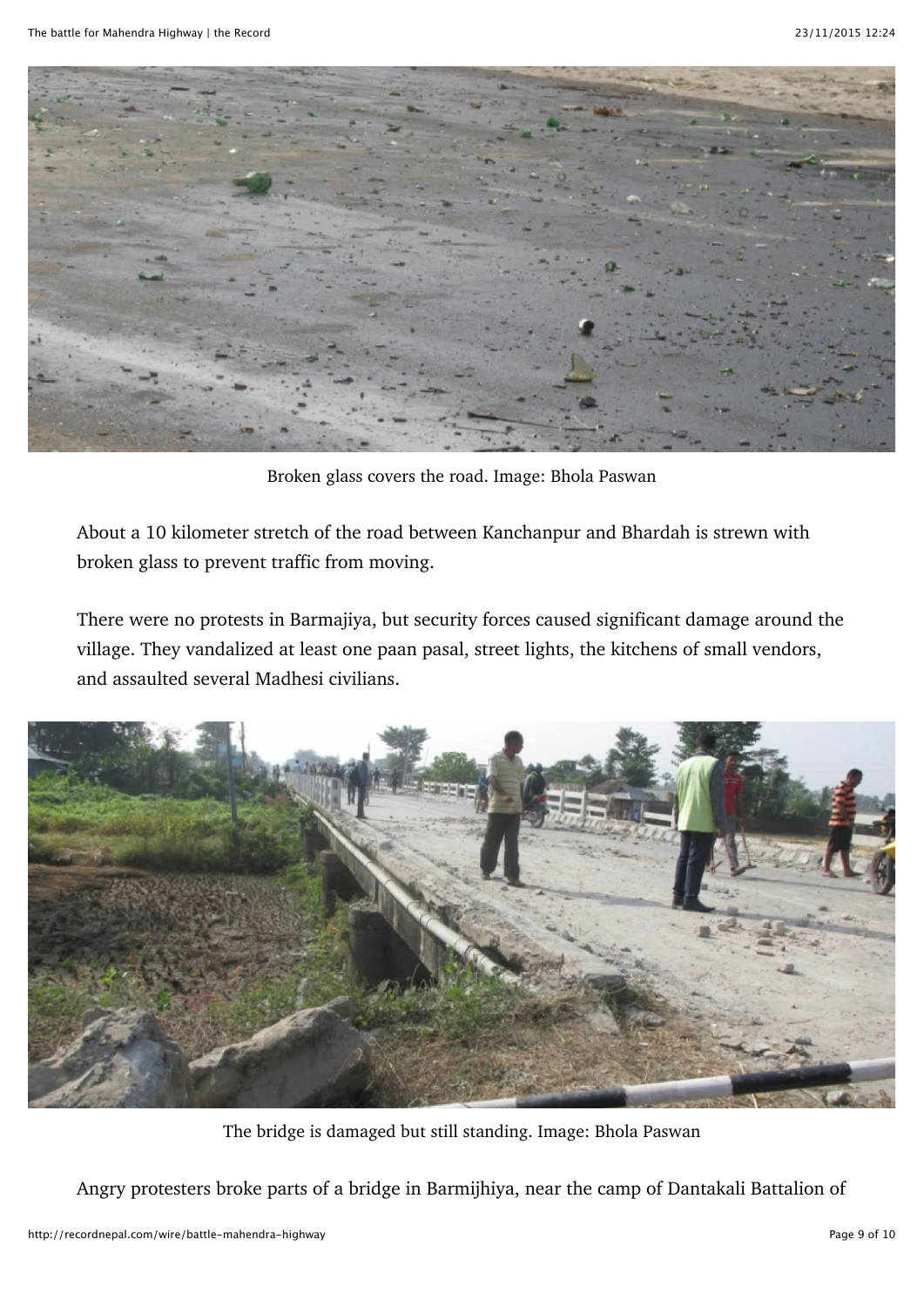Broken glass covers the road. Image: Bhola Paswan

About a 10 kilometer stretch of the road between Kanchanpur and Bhardah is strewn with broken glass to prevent traffic from moving.

There were no protests in Barmajiya, but security forces caused significant damage around the village. They vandalized at least one paan pasal, street lights, the kitchens of small vendors, and assaulted several Madhesi civilians.

The bridge is damaged but still standing. Image: Bhola Paswan

Angry protesters broke parts of a bridge in Barmijhiya, near the camp of Dantakali Battalion of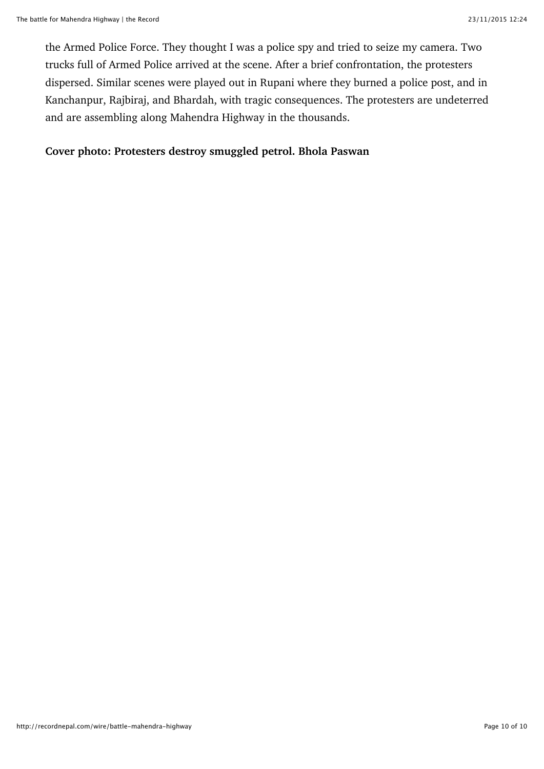the Armed Police Force. They thought I was a police spy and tried to seize my camera. Two trucks full of Armed Police arrived at the scene. After a brief confrontation, the protesters dispersed. Similar scenes were played out in Rupani where they burned a police post, and in Kanchanpur, Rajbiraj, and Bhardah, with tragic consequences. The protesters are undeterred and are assembling along Mahendra Highway in the thousands.

**Cover photo: Protesters destroy smuggled petrol. Bhola Paswan**